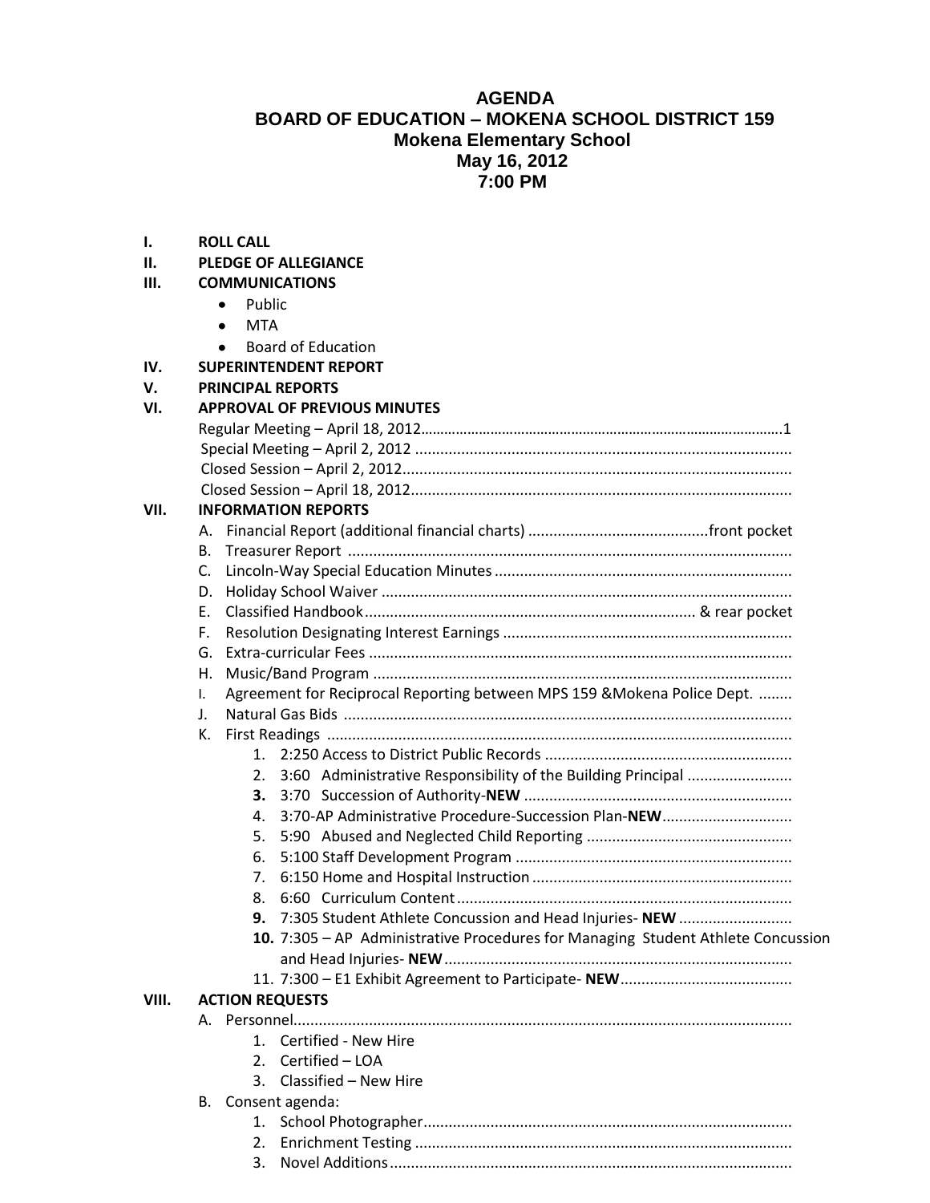# AGENDA
## BOARD OF EDUCATION – MOKENA SCHOOL DISTRICT 159
### Mokena Elementary School
### May 16, 2012
### 7:00 PM

**I. ROLL CALL**

**II. PLEDGE OF ALLEGIANCE**

**III. COMMUNICATIONS**

- Public
- MTA
- Board of Education

**IV. SUPERINTENDENT REPORT**

**V. PRINCIPAL REPORTS**

**VI. APPROVAL OF PREVIOUS MINUTES**

Regular Meeting – April 18, 2012 .......... 1
Special Meeting – April 2, 2012 ..........
Closed Session – April 2, 2012 ..........
Closed Session – April 18, 2012 ..........

**VII. INFORMATION REPORTS**

A. Financial Report (additional financial charts) .......... front pocket
B. Treasurer Report ..........
C. Lincoln-Way Special Education Minutes ..........
D. Holiday School Waiver ..........
E. Classified Handbook .......... & rear pocket
F. Resolution Designating Interest Earnings ..........
G. Extra-curricular Fees ..........
H. Music/Band Program ..........
I. Agreement for Reciprocal Reporting between MPS 159 &Mokena Police Dept. ..........
J. Natural Gas Bids ..........
K. First Readings ..........
   1. 2:250 Access to District Public Records ..........
   2. 3:60 Administrative Responsibility of the Building Principal ..........
   **3.** 3:70 Succession of Authority-**NEW** ..........
   4. 3:70-AP Administrative Procedure-Succession Plan-**NEW** ..........
   5. 5:90 Abused and Neglected Child Reporting ..........
   6. 5:100 Staff Development Program ..........
   7. 6:150 Home and Hospital Instruction ..........
   8. 6:60 Curriculum Content ..........
   **9.** 7:305 Student Athlete Concussion and Head Injuries- **NEW** ..........
   **10.** 7:305 – AP Administrative Procedures for Managing Student Athlete Concussion and Head Injuries- **NEW** ..........
   11. 7:300 – E1 Exhibit Agreement to Participate- **NEW** ..........

**VIII. ACTION REQUESTS**

A. Personnel ..........
   1. Certified - New Hire
   2. Certified – LOA
   3. Classified – New Hire
B. Consent agenda:
   1. School Photographer ..........
   2. Enrichment Testing ..........
   3. Novel Additions ..........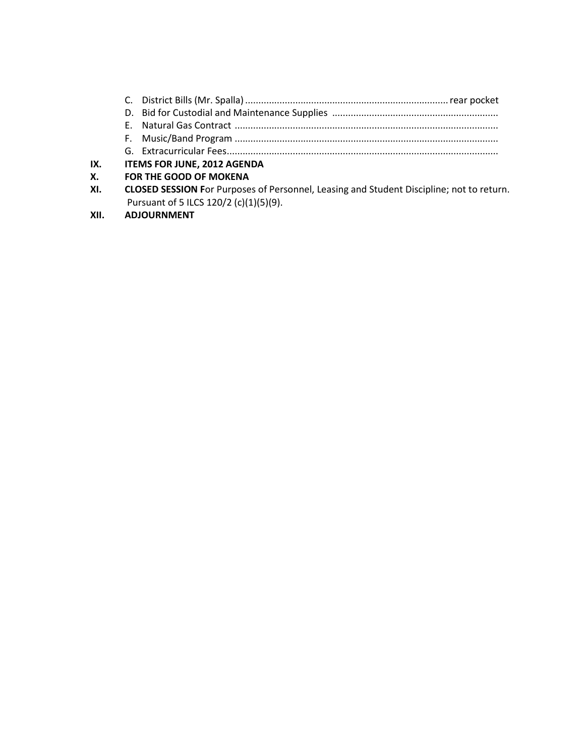C. District Bills (Mr. Spalla) ............................................................................ rear pocket
D. Bid for Custodial and Maintenance Supplies ..............................................................
E. Natural Gas Contract ...................................................................................................
F. Music/Band Program ...................................................................................................
G. Extracurricular Fees......................................................................................................

**IX. ITEMS FOR JUNE, 2012 AGENDA**

**X. FOR THE GOOD OF MOKENA**

**XI. CLOSED SESSION F**or Purposes of Personnel, Leasing and Student Discipline; not to return. Pursuant of 5 ILCS 120/2 (c)(1)(5)(9).

**XII. ADJOURNMENT**